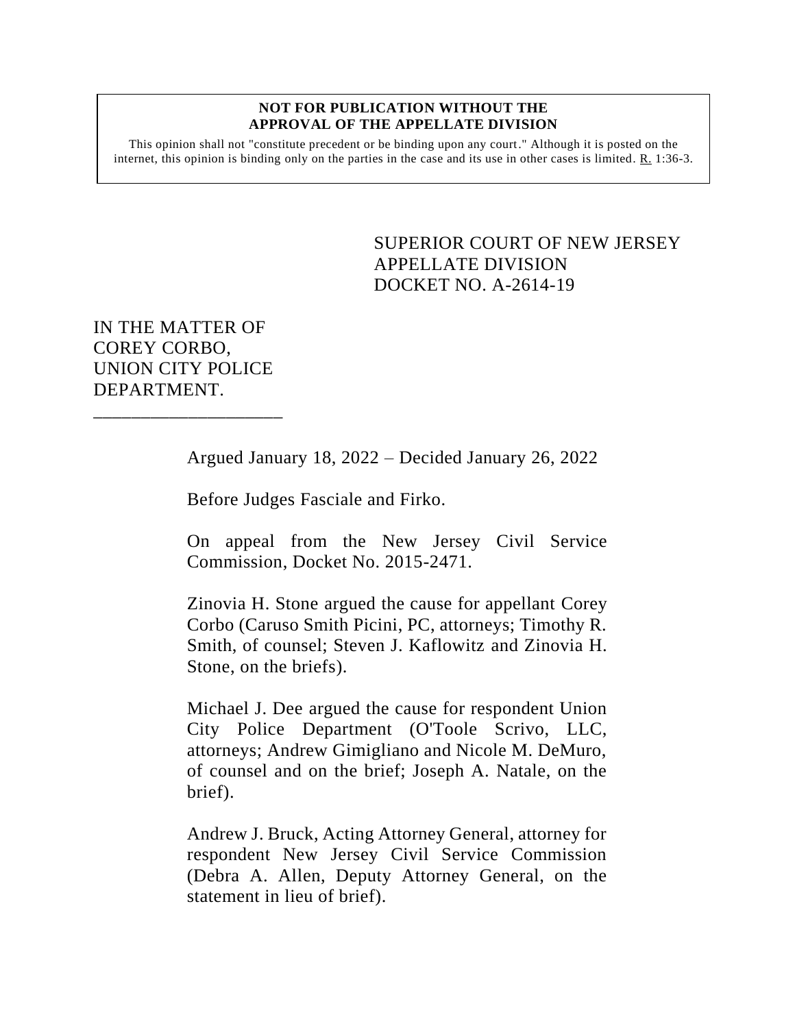**NOT FOR PUBLICATION WITHOUT THE APPROVAL OF THE APPELLATE DIVISION**

This opinion shall not "constitute precedent or be binding upon any court." Although it is posted on the internet, this opinion is binding only on the parties in the case and its use in other cases is limited. R. 1:36-3.

SUPERIOR COURT OF NEW JERSEY
APPELLATE DIVISION
DOCKET NO. A-2614-19

IN THE MATTER OF
COREY CORBO,
UNION CITY POLICE
DEPARTMENT.

\_\_\_\_\_\_\_\_\_\_\_\_\_\_\_\_\_\_\_\_\_\_

Argued January 18, 2022 – Decided January 26, 2022

Before Judges Fasciale and Firko.

On appeal from the New Jersey Civil Service Commission, Docket No. 2015-2471.

Zinovia H. Stone argued the cause for appellant Corey Corbo (Caruso Smith Picini, PC, attorneys; Timothy R. Smith, of counsel; Steven J. Kaflowitz and Zinovia H. Stone, on the briefs).

Michael J. Dee argued the cause for respondent Union City Police Department (O'Toole Scrivo, LLC, attorneys; Andrew Gimigliano and Nicole M. DeMuro, of counsel and on the brief; Joseph A. Natale, on the brief).

Andrew J. Bruck, Acting Attorney General, attorney for respondent New Jersey Civil Service Commission (Debra A. Allen, Deputy Attorney General, on the statement in lieu of brief).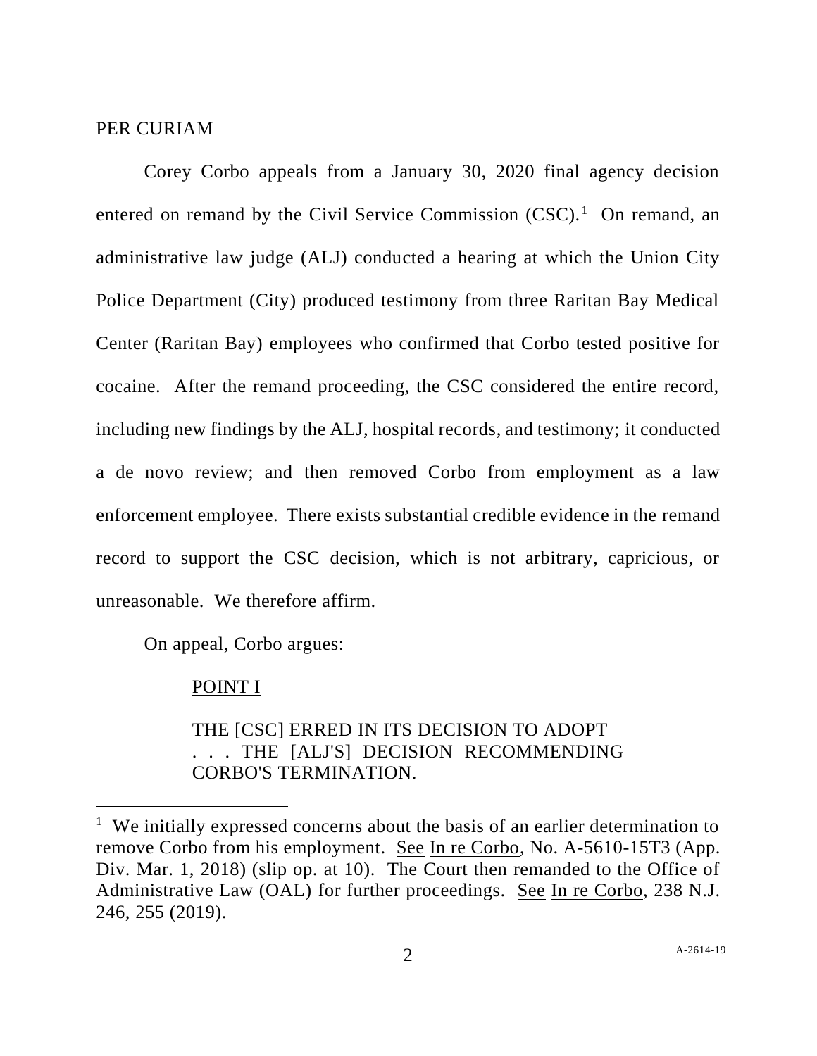PER CURIAM

Corey Corbo appeals from a January 30, 2020 final agency decision entered on remand by the Civil Service Commission (CSC).[1] On remand, an administrative law judge (ALJ) conducted a hearing at which the Union City Police Department (City) produced testimony from three Raritan Bay Medical Center (Raritan Bay) employees who confirmed that Corbo tested positive for cocaine. After the remand proceeding, the CSC considered the entire record, including new findings by the ALJ, hospital records, and testimony; it conducted a de novo review; and then removed Corbo from employment as a law enforcement employee. There exists substantial credible evidence in the remand record to support the CSC decision, which is not arbitrary, capricious, or unreasonable. We therefore affirm.

On appeal, Corbo argues:

> POINT I
>
> THE [CSC] ERRED IN ITS DECISION TO ADOPT . . . THE [ALJ'S] DECISION RECOMMENDING CORBO'S TERMINATION.

---

[1] We initially expressed concerns about the basis of an earlier determination to remove Corbo from his employment. See In re Corbo, No. A-5610-15T3 (App. Div. Mar. 1, 2018) (slip op. at 10). The Court then remanded to the Office of Administrative Law (OAL) for further proceedings. See In re Corbo, 238 N.J. 246, 255 (2019).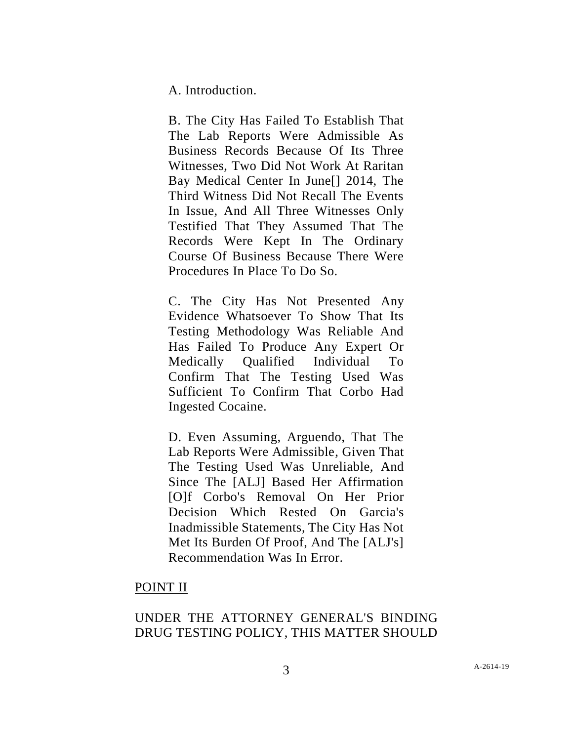A. Introduction.

B. The City Has Failed To Establish That The Lab Reports Were Admissible As Business Records Because Of Its Three Witnesses, Two Did Not Work At Raritan Bay Medical Center In June[] 2014, The Third Witness Did Not Recall The Events In Issue, And All Three Witnesses Only Testified That They Assumed That The Records Were Kept In The Ordinary Course Of Business Because There Were Procedures In Place To Do So.

C. The City Has Not Presented Any Evidence Whatsoever To Show That Its Testing Methodology Was Reliable And Has Failed To Produce Any Expert Or Medically Qualified Individual To Confirm That The Testing Used Was Sufficient To Confirm That Corbo Had Ingested Cocaine.

D. Even Assuming, Arguendo, That The Lab Reports Were Admissible, Given That The Testing Used Was Unreliable, And Since The [ALJ] Based Her Affirmation [O]f Corbo's Removal On Her Prior Decision Which Rested On Garcia's Inadmissible Statements, The City Has Not Met Its Burden Of Proof, And The [ALJ's] Recommendation Was In Error.

<u>POINT II</u>

UNDER THE ATTORNEY GENERAL'S BINDING DRUG TESTING POLICY, THIS MATTER SHOULD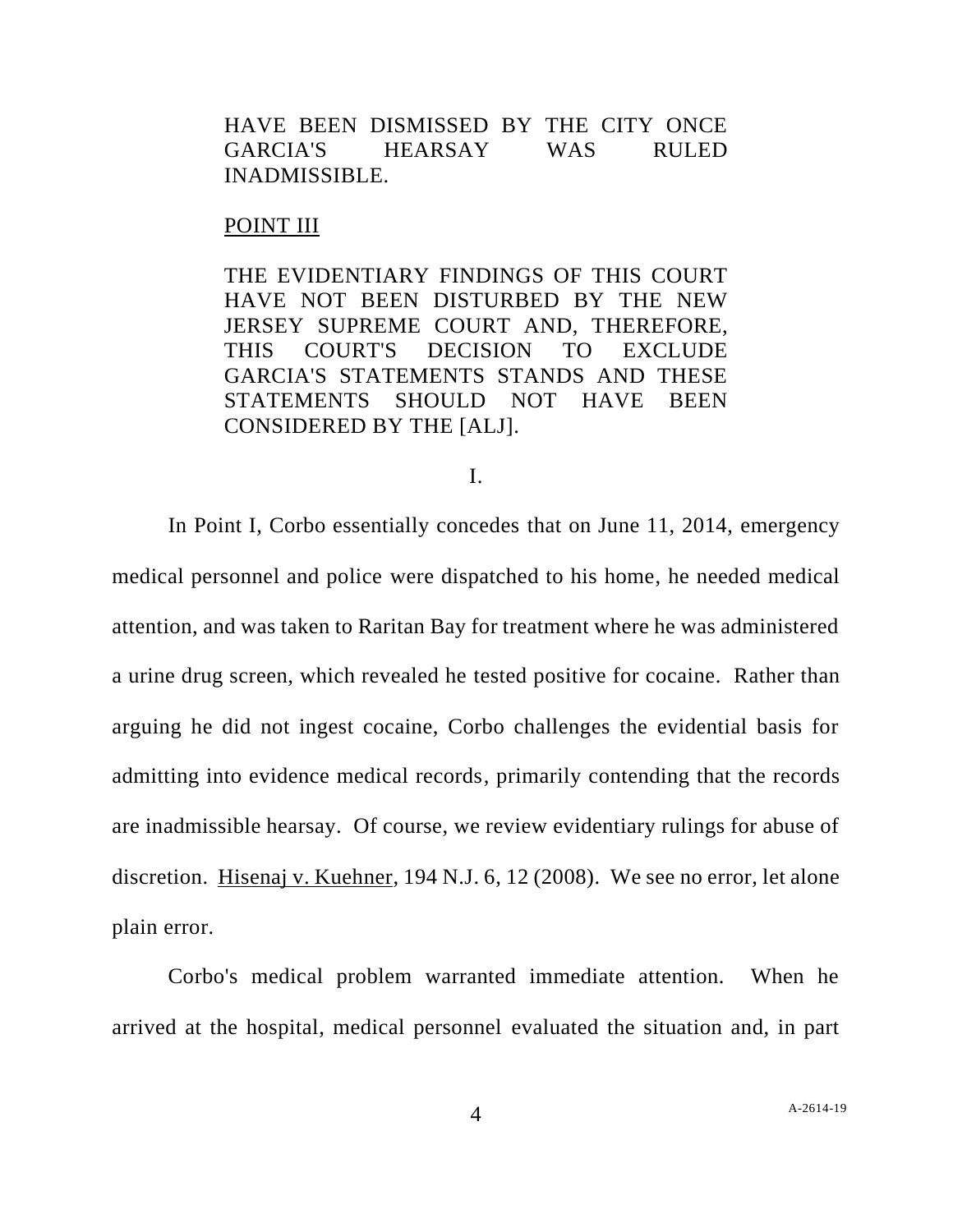HAVE BEEN DISMISSED BY THE CITY ONCE GARCIA'S HEARSAY WAS RULED INADMISSIBLE.

POINT III

THE EVIDENTIARY FINDINGS OF THIS COURT HAVE NOT BEEN DISTURBED BY THE NEW JERSEY SUPREME COURT AND, THEREFORE, THIS COURT'S DECISION TO EXCLUDE GARCIA'S STATEMENTS STANDS AND THESE STATEMENTS SHOULD NOT HAVE BEEN CONSIDERED BY THE [ALJ].

I.

In Point I, Corbo essentially concedes that on June 11, 2014, emergency medical personnel and police were dispatched to his home, he needed medical attention, and was taken to Raritan Bay for treatment where he was administered a urine drug screen, which revealed he tested positive for cocaine. Rather than arguing he did not ingest cocaine, Corbo challenges the evidential basis for admitting into evidence medical records, primarily contending that the records are inadmissible hearsay. Of course, we review evidentiary rulings for abuse of discretion. Hisenaj v. Kuehner, 194 N.J. 6, 12 (2008). We see no error, let alone plain error.

Corbo's medical problem warranted immediate attention. When he arrived at the hospital, medical personnel evaluated the situation and, in part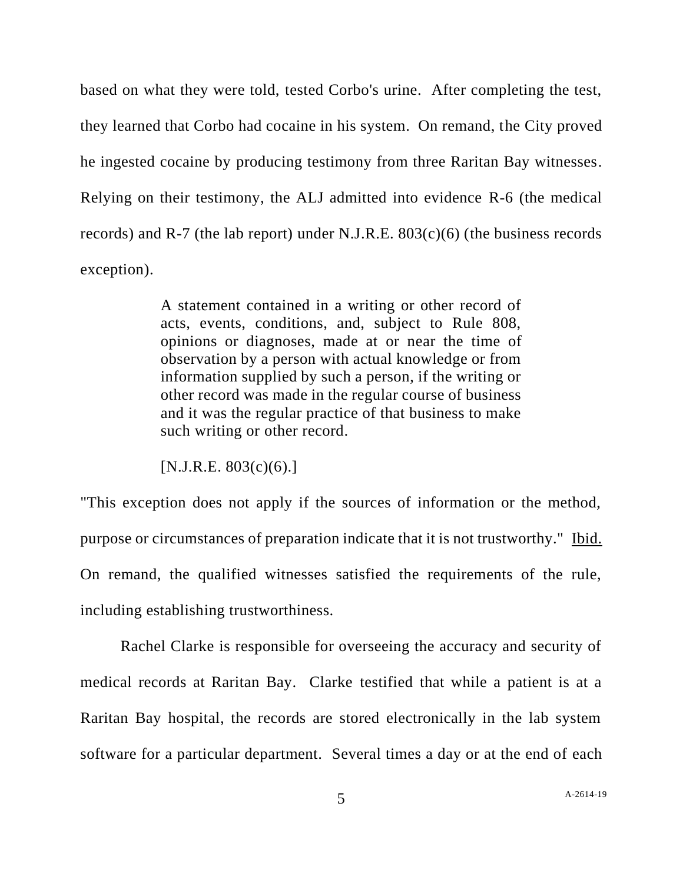based on what they were told, tested Corbo's urine. After completing the test, they learned that Corbo had cocaine in his system. On remand, the City proved he ingested cocaine by producing testimony from three Raritan Bay witnesses. Relying on their testimony, the ALJ admitted into evidence R-6 (the medical records) and R-7 (the lab report) under N.J.R.E. 803(c)(6) (the business records exception).

> A statement contained in a writing or other record of acts, events, conditions, and, subject to Rule 808, opinions or diagnoses, made at or near the time of observation by a person with actual knowledge or from information supplied by such a person, if the writing or other record was made in the regular course of business and it was the regular practice of that business to make such writing or other record.
>
> [N.J.R.E. 803(c)(6).]

"This exception does not apply if the sources of information or the method, purpose or circumstances of preparation indicate that it is not trustworthy." Ibid. On remand, the qualified witnesses satisfied the requirements of the rule, including establishing trustworthiness.

Rachel Clarke is responsible for overseeing the accuracy and security of medical records at Raritan Bay. Clarke testified that while a patient is at a Raritan Bay hospital, the records are stored electronically in the lab system software for a particular department. Several times a day or at the end of each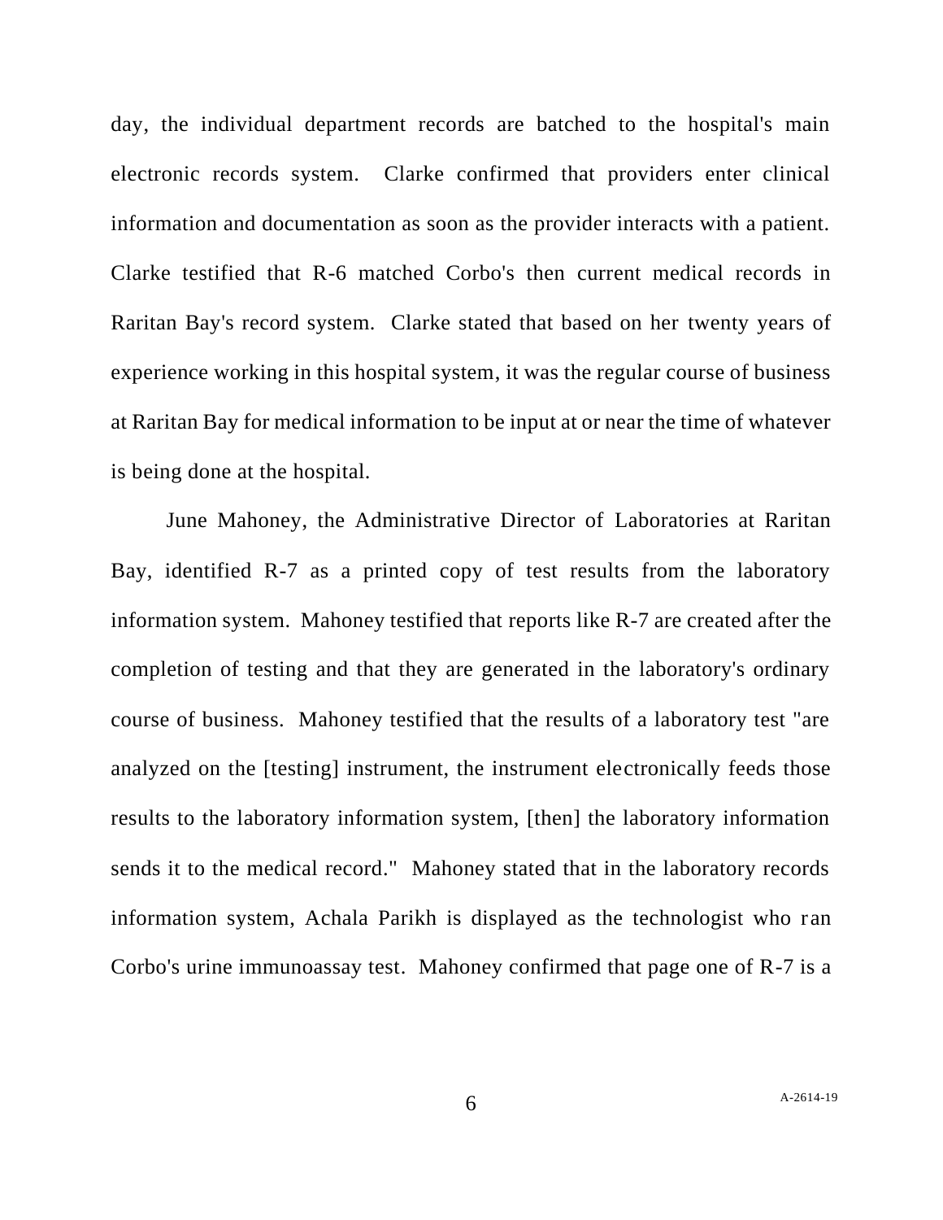day, the individual department records are batched to the hospital's main electronic records system. Clarke confirmed that providers enter clinical information and documentation as soon as the provider interacts with a patient. Clarke testified that R-6 matched Corbo's then current medical records in Raritan Bay's record system. Clarke stated that based on her twenty years of experience working in this hospital system, it was the regular course of business at Raritan Bay for medical information to be input at or near the time of whatever is being done at the hospital.

June Mahoney, the Administrative Director of Laboratories at Raritan Bay, identified R-7 as a printed copy of test results from the laboratory information system. Mahoney testified that reports like R-7 are created after the completion of testing and that they are generated in the laboratory's ordinary course of business. Mahoney testified that the results of a laboratory test "are analyzed on the [testing] instrument, the instrument electronically feeds those results to the laboratory information system, [then] the laboratory information sends it to the medical record." Mahoney stated that in the laboratory records information system, Achala Parikh is displayed as the technologist who ran Corbo's urine immunoassay test. Mahoney confirmed that page one of R-7 is a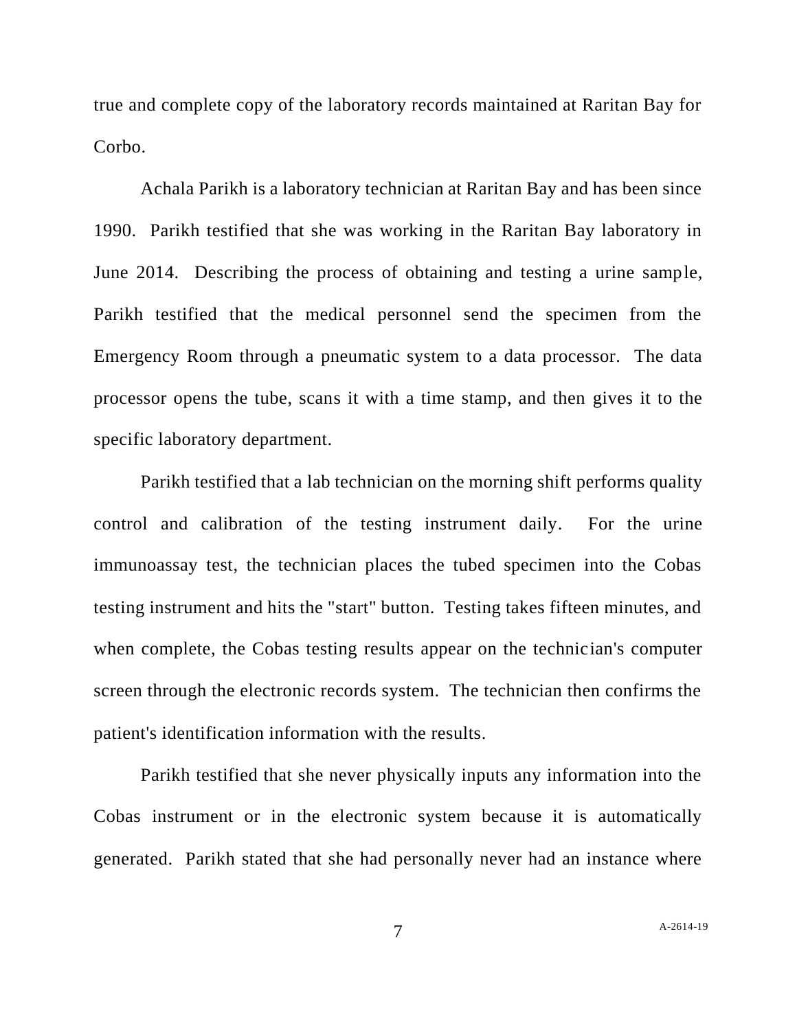true and complete copy of the laboratory records maintained at Raritan Bay for Corbo.

Achala Parikh is a laboratory technician at Raritan Bay and has been since 1990. Parikh testified that she was working in the Raritan Bay laboratory in June 2014. Describing the process of obtaining and testing a urine sample, Parikh testified that the medical personnel send the specimen from the Emergency Room through a pneumatic system to a data processor. The data processor opens the tube, scans it with a time stamp, and then gives it to the specific laboratory department.

Parikh testified that a lab technician on the morning shift performs quality control and calibration of the testing instrument daily. For the urine immunoassay test, the technician places the tubed specimen into the Cobas testing instrument and hits the "start" button. Testing takes fifteen minutes, and when complete, the Cobas testing results appear on the technician's computer screen through the electronic records system. The technician then confirms the patient's identification information with the results.

Parikh testified that she never physically inputs any information into the Cobas instrument or in the electronic system because it is automatically generated. Parikh stated that she had personally never had an instance where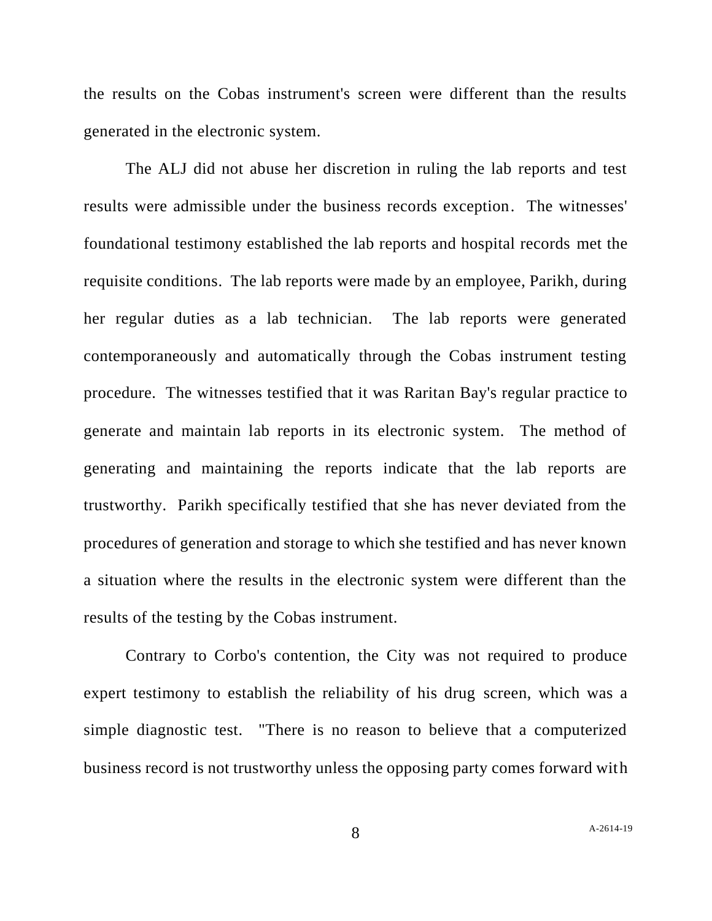the results on the Cobas instrument's screen were different than the results generated in the electronic system.

The ALJ did not abuse her discretion in ruling the lab reports and test results were admissible under the business records exception. The witnesses' foundational testimony established the lab reports and hospital records met the requisite conditions. The lab reports were made by an employee, Parikh, during her regular duties as a lab technician. The lab reports were generated contemporaneously and automatically through the Cobas instrument testing procedure. The witnesses testified that it was Raritan Bay's regular practice to generate and maintain lab reports in its electronic system. The method of generating and maintaining the reports indicate that the lab reports are trustworthy. Parikh specifically testified that she has never deviated from the procedures of generation and storage to which she testified and has never known a situation where the results in the electronic system were different than the results of the testing by the Cobas instrument.

Contrary to Corbo's contention, the City was not required to produce expert testimony to establish the reliability of his drug screen, which was a simple diagnostic test. "There is no reason to believe that a computerized business record is not trustworthy unless the opposing party comes forward with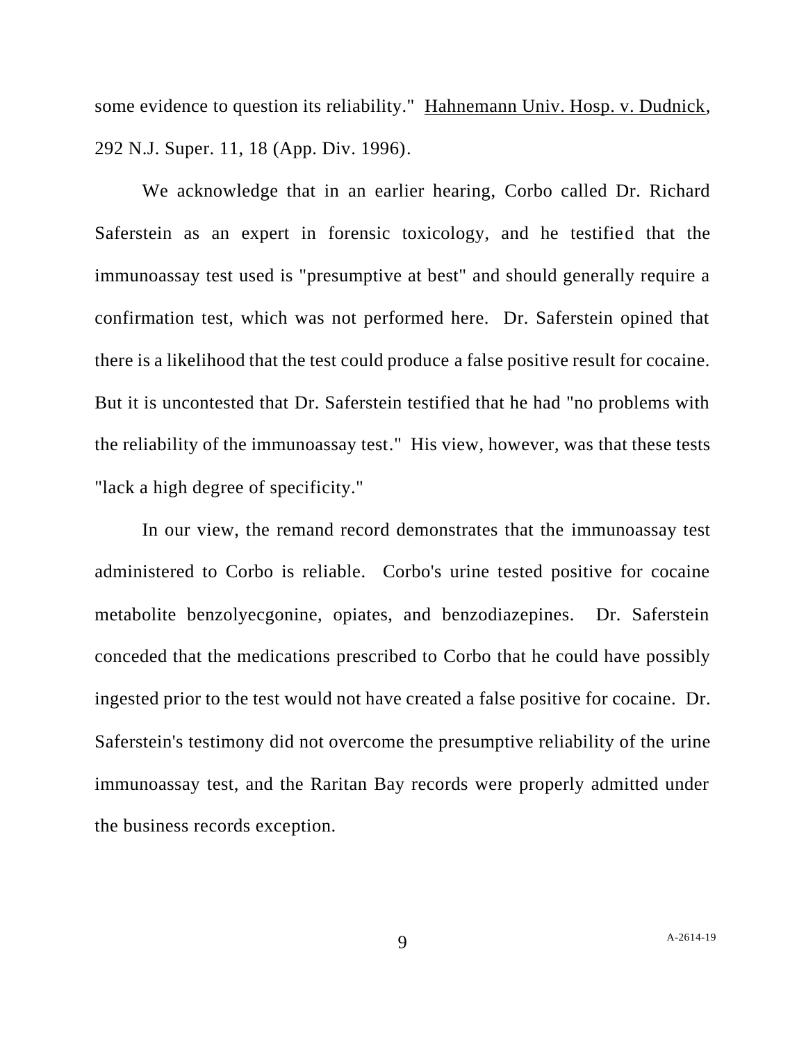some evidence to question its reliability." Hahnemann Univ. Hosp. v. Dudnick, 292 N.J. Super. 11, 18 (App. Div. 1996).

We acknowledge that in an earlier hearing, Corbo called Dr. Richard Saferstein as an expert in forensic toxicology, and he testified that the immunoassay test used is "presumptive at best" and should generally require a confirmation test, which was not performed here. Dr. Saferstein opined that there is a likelihood that the test could produce a false positive result for cocaine. But it is uncontested that Dr. Saferstein testified that he had "no problems with the reliability of the immunoassay test." His view, however, was that these tests "lack a high degree of specificity."

In our view, the remand record demonstrates that the immunoassay test administered to Corbo is reliable. Corbo's urine tested positive for cocaine metabolite benzolyecgonine, opiates, and benzodiazepines. Dr. Saferstein conceded that the medications prescribed to Corbo that he could have possibly ingested prior to the test would not have created a false positive for cocaine. Dr. Saferstein's testimony did not overcome the presumptive reliability of the urine immunoassay test, and the Raritan Bay records were properly admitted under the business records exception.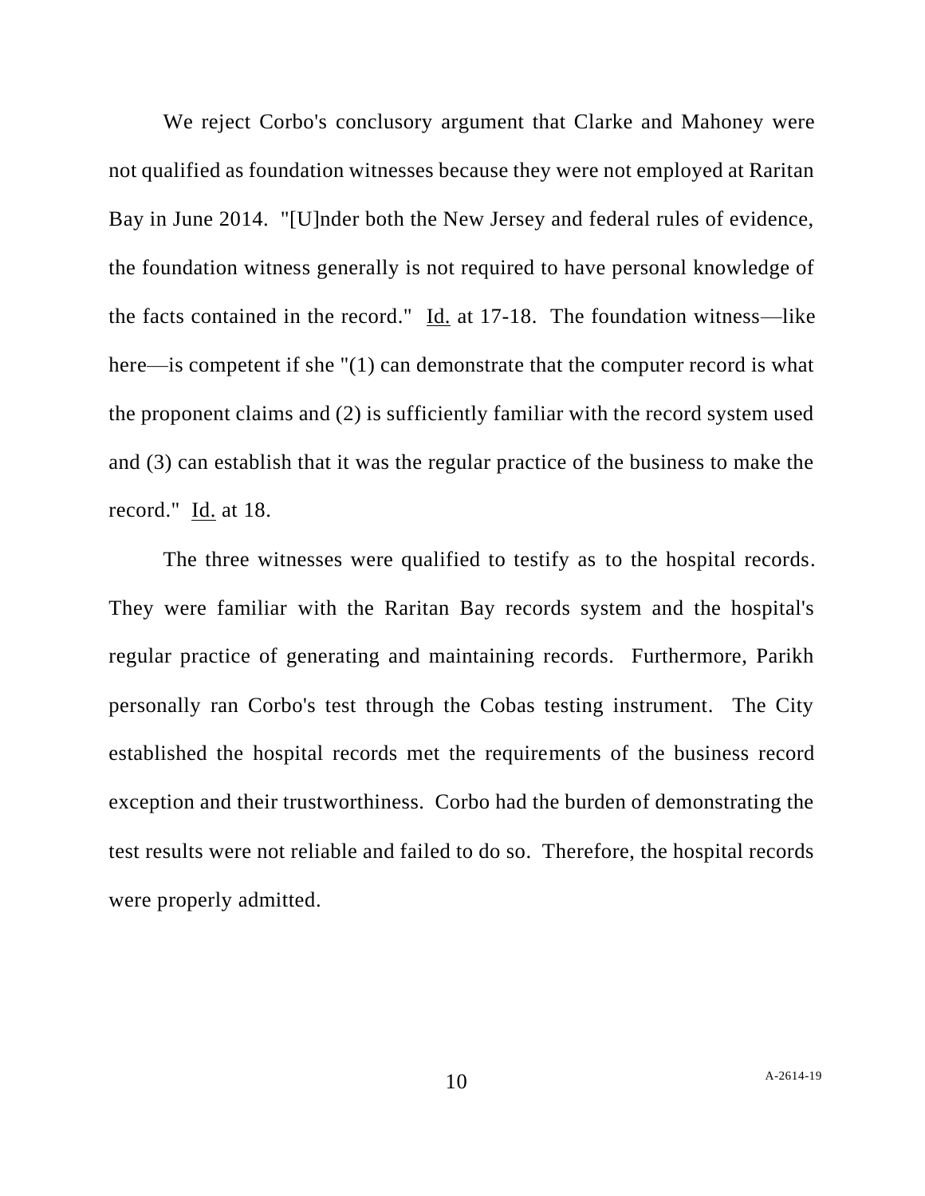We reject Corbo's conclusory argument that Clarke and Mahoney were not qualified as foundation witnesses because they were not employed at Raritan Bay in June 2014. "[U]nder both the New Jersey and federal rules of evidence, the foundation witness generally is not required to have personal knowledge of the facts contained in the record." Id. at 17-18. The foundation witness—like here—is competent if she "(1) can demonstrate that the computer record is what the proponent claims and (2) is sufficiently familiar with the record system used and (3) can establish that it was the regular practice of the business to make the record." Id. at 18.

The three witnesses were qualified to testify as to the hospital records. They were familiar with the Raritan Bay records system and the hospital's regular practice of generating and maintaining records. Furthermore, Parikh personally ran Corbo's test through the Cobas testing instrument. The City established the hospital records met the requirements of the business record exception and their trustworthiness. Corbo had the burden of demonstrating the test results were not reliable and failed to do so. Therefore, the hospital records were properly admitted.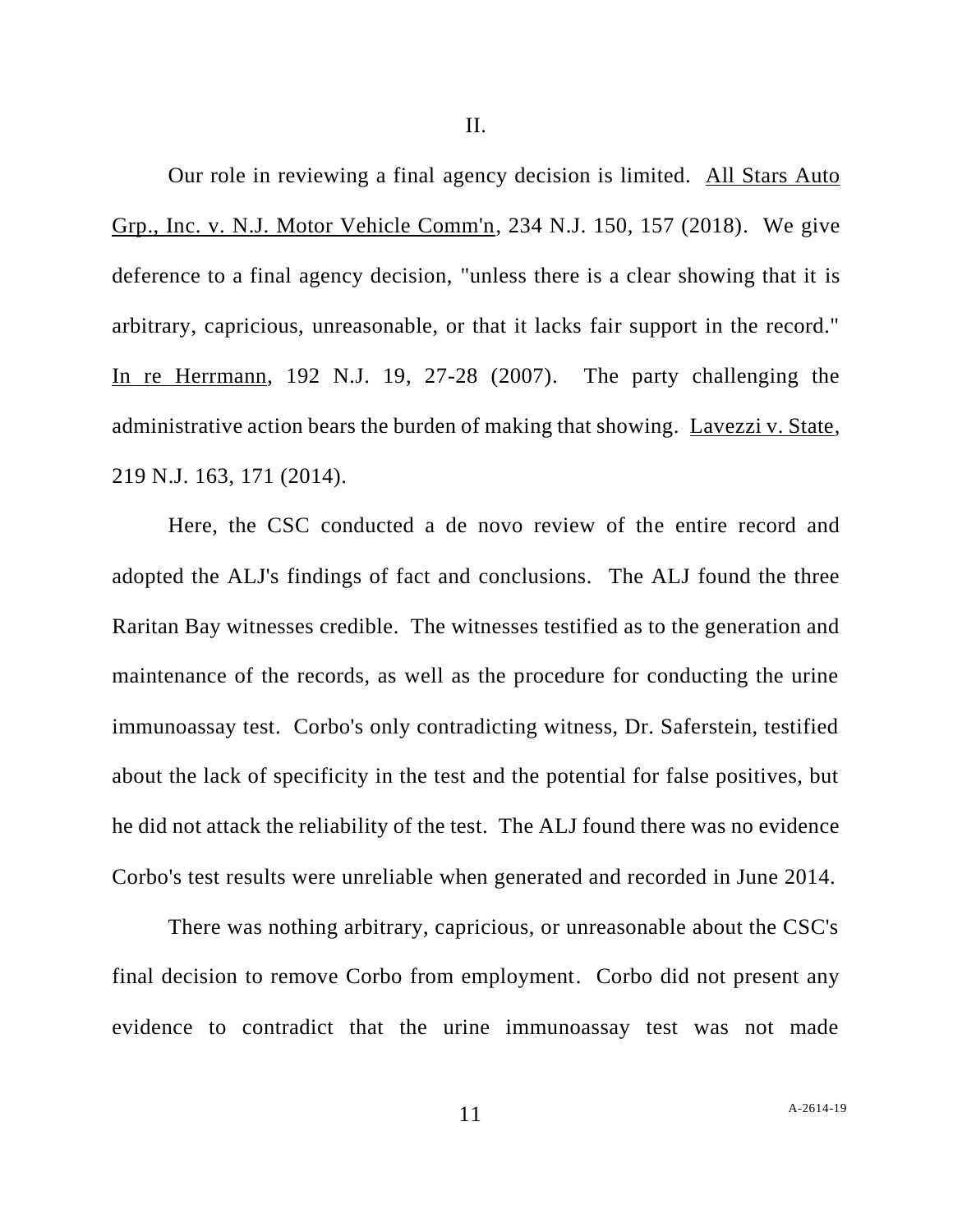II.

Our role in reviewing a final agency decision is limited. All Stars Auto Grp., Inc. v. N.J. Motor Vehicle Comm'n, 234 N.J. 150, 157 (2018). We give deference to a final agency decision, "unless there is a clear showing that it is arbitrary, capricious, unreasonable, or that it lacks fair support in the record." In re Herrmann, 192 N.J. 19, 27-28 (2007). The party challenging the administrative action bears the burden of making that showing. Lavezzi v. State, 219 N.J. 163, 171 (2014).

Here, the CSC conducted a de novo review of the entire record and adopted the ALJ's findings of fact and conclusions. The ALJ found the three Raritan Bay witnesses credible. The witnesses testified as to the generation and maintenance of the records, as well as the procedure for conducting the urine immunoassay test. Corbo's only contradicting witness, Dr. Saferstein, testified about the lack of specificity in the test and the potential for false positives, but he did not attack the reliability of the test. The ALJ found there was no evidence Corbo's test results were unreliable when generated and recorded in June 2014.

There was nothing arbitrary, capricious, or unreasonable about the CSC's final decision to remove Corbo from employment. Corbo did not present any evidence to contradict that the urine immunoassay test was not made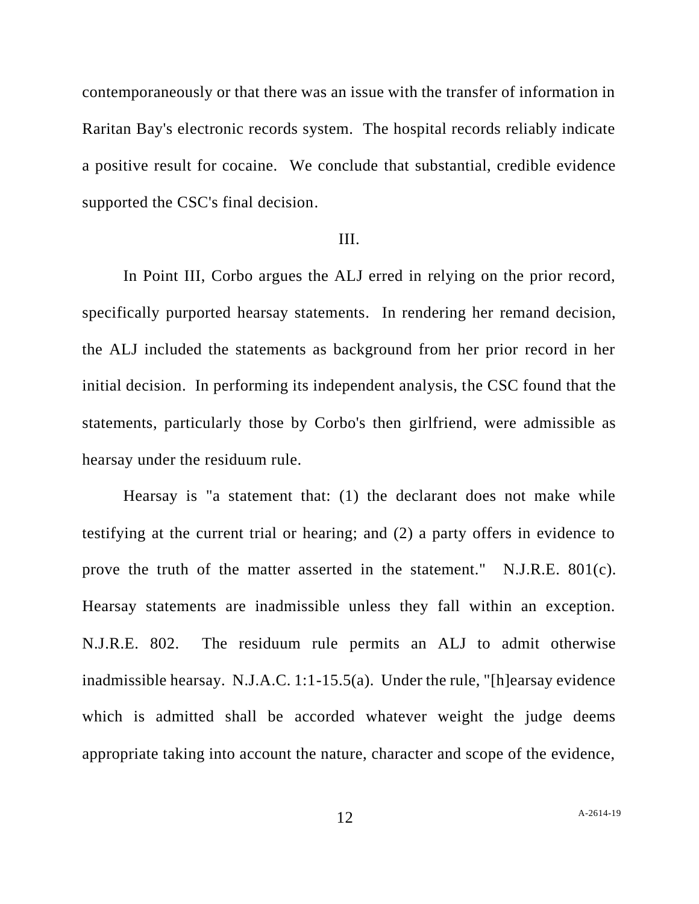contemporaneously or that there was an issue with the transfer of information in Raritan Bay's electronic records system. The hospital records reliably indicate a positive result for cocaine. We conclude that substantial, credible evidence supported the CSC's final decision.

III.

In Point III, Corbo argues the ALJ erred in relying on the prior record, specifically purported hearsay statements. In rendering her remand decision, the ALJ included the statements as background from her prior record in her initial decision. In performing its independent analysis, the CSC found that the statements, particularly those by Corbo's then girlfriend, were admissible as hearsay under the residuum rule.

Hearsay is "a statement that: (1) the declarant does not make while testifying at the current trial or hearing; and (2) a party offers in evidence to prove the truth of the matter asserted in the statement." N.J.R.E. 801(c). Hearsay statements are inadmissible unless they fall within an exception. N.J.R.E. 802. The residuum rule permits an ALJ to admit otherwise inadmissible hearsay. N.J.A.C. 1:1-15.5(a). Under the rule, "[h]earsay evidence which is admitted shall be accorded whatever weight the judge deems appropriate taking into account the nature, character and scope of the evidence,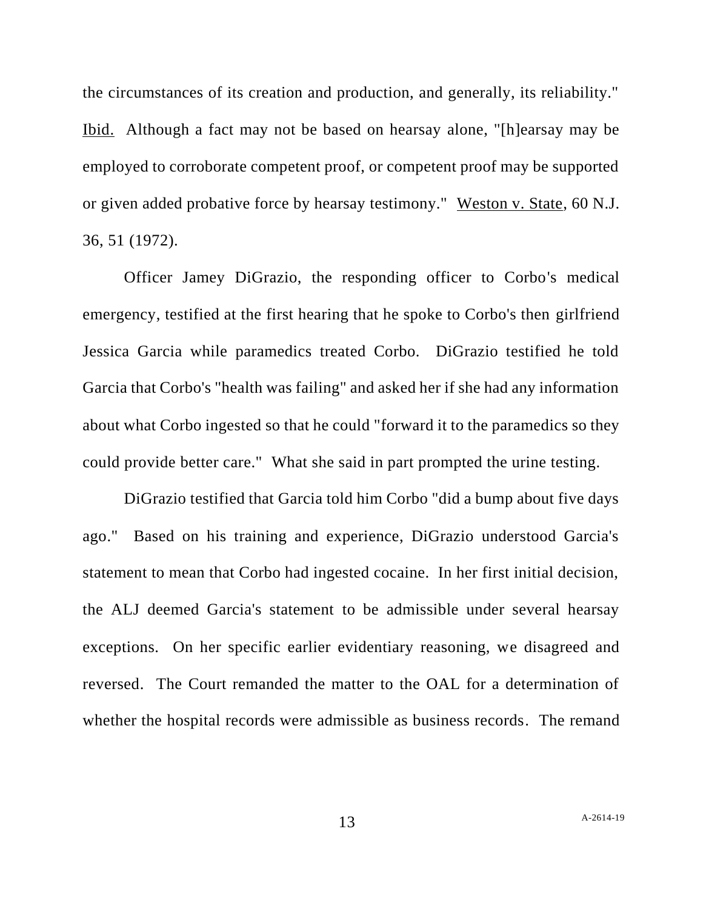the circumstances of its creation and production, and generally, its reliability." Ibid. Although a fact may not be based on hearsay alone, "[h]earsay may be employed to corroborate competent proof, or competent proof may be supported or given added probative force by hearsay testimony." Weston v. State, 60 N.J. 36, 51 (1972).

Officer Jamey DiGrazio, the responding officer to Corbo's medical emergency, testified at the first hearing that he spoke to Corbo's then girlfriend Jessica Garcia while paramedics treated Corbo. DiGrazio testified he told Garcia that Corbo's "health was failing" and asked her if she had any information about what Corbo ingested so that he could "forward it to the paramedics so they could provide better care." What she said in part prompted the urine testing.

DiGrazio testified that Garcia told him Corbo "did a bump about five days ago." Based on his training and experience, DiGrazio understood Garcia's statement to mean that Corbo had ingested cocaine. In her first initial decision, the ALJ deemed Garcia's statement to be admissible under several hearsay exceptions. On her specific earlier evidentiary reasoning, we disagreed and reversed. The Court remanded the matter to the OAL for a determination of whether the hospital records were admissible as business records. The remand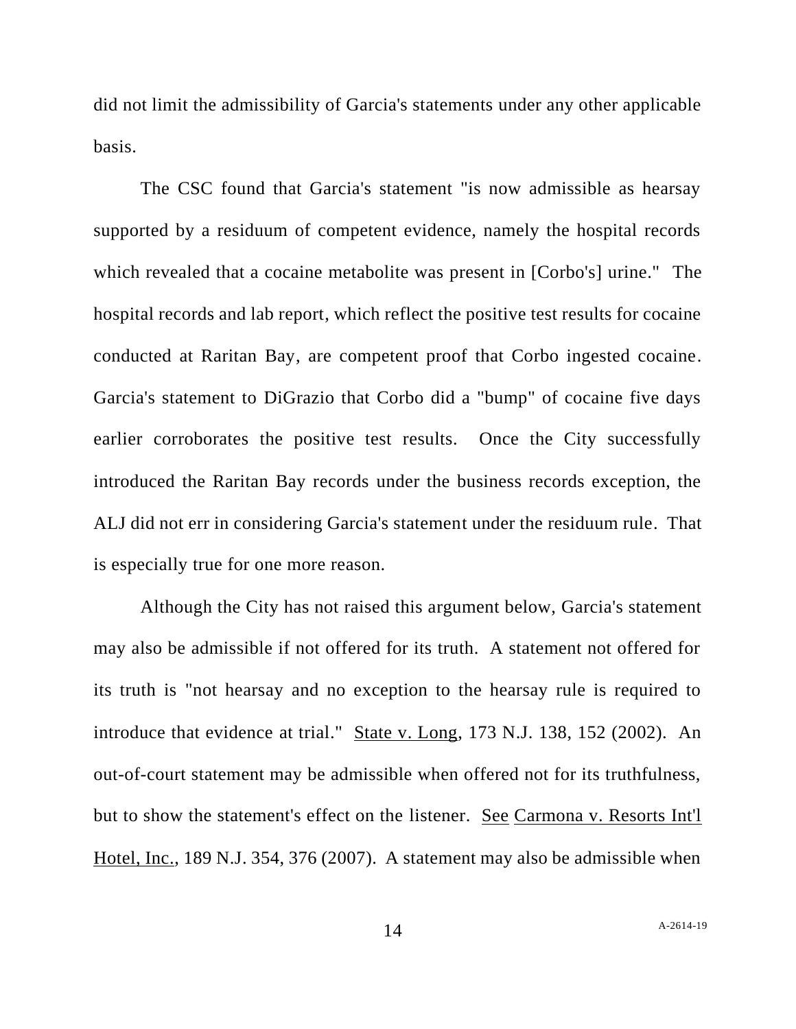did not limit the admissibility of Garcia's statements under any other applicable basis.

The CSC found that Garcia's statement "is now admissible as hearsay supported by a residuum of competent evidence, namely the hospital records which revealed that a cocaine metabolite was present in [Corbo's] urine." The hospital records and lab report, which reflect the positive test results for cocaine conducted at Raritan Bay, are competent proof that Corbo ingested cocaine. Garcia's statement to DiGrazio that Corbo did a "bump" of cocaine five days earlier corroborates the positive test results. Once the City successfully introduced the Raritan Bay records under the business records exception, the ALJ did not err in considering Garcia's statement under the residuum rule. That is especially true for one more reason.

Although the City has not raised this argument below, Garcia's statement may also be admissible if not offered for its truth. A statement not offered for its truth is "not hearsay and no exception to the hearsay rule is required to introduce that evidence at trial." State v. Long, 173 N.J. 138, 152 (2002). An out-of-court statement may be admissible when offered not for its truthfulness, but to show the statement's effect on the listener. See Carmona v. Resorts Int'l Hotel, Inc., 189 N.J. 354, 376 (2007). A statement may also be admissible when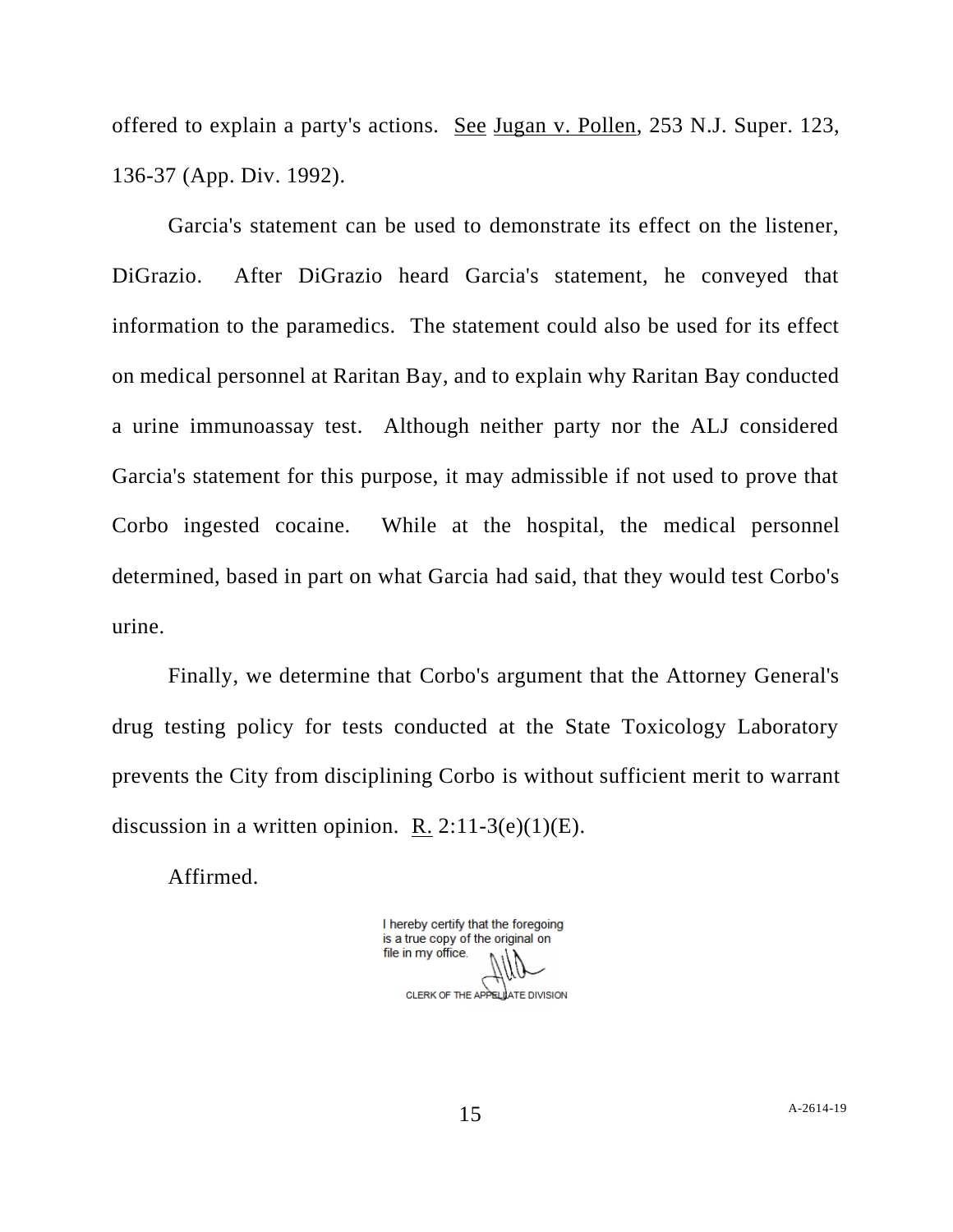offered to explain a party's actions. See Jugan v. Pollen, 253 N.J. Super. 123, 136-37 (App. Div. 1992).

Garcia's statement can be used to demonstrate its effect on the listener, DiGrazio. After DiGrazio heard Garcia's statement, he conveyed that information to the paramedics. The statement could also be used for its effect on medical personnel at Raritan Bay, and to explain why Raritan Bay conducted a urine immunoassay test. Although neither party nor the ALJ considered Garcia's statement for this purpose, it may admissible if not used to prove that Corbo ingested cocaine. While at the hospital, the medical personnel determined, based in part on what Garcia had said, that they would test Corbo's urine.

Finally, we determine that Corbo's argument that the Attorney General's drug testing policy for tests conducted at the State Toxicology Laboratory prevents the City from disciplining Corbo is without sufficient merit to warrant discussion in a written opinion. R. 2:11-3(e)(1)(E).

Affirmed.

I hereby certify that the foregoing is a true copy of the original on file in my office.

CLERK OF THE APPELLATE DIVISION